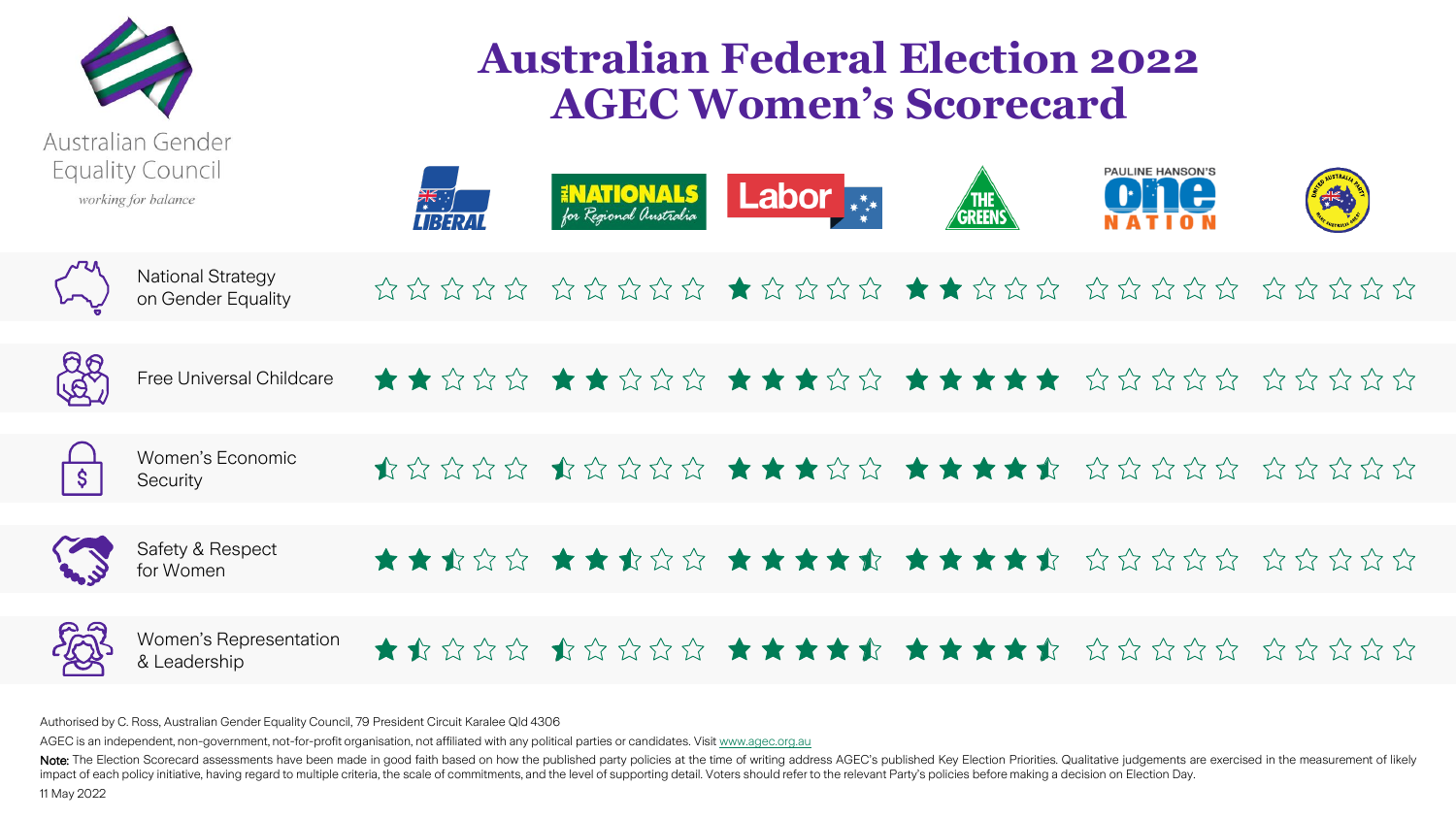# Australian Federal Election 2022 AGEC Women's Scorecard

Australian Gender Equality Council

*working for balance*

| | Liberal | Nationals | Labor | The Greens | Pauline Hanson's One Nation | United Australia Party |
|---|---|---|---|---|---|---|
| National Strategy on Gender Equality | 0 | 0 | 1 | 2 | 0 | 0 |
| Free Universal Childcare | 2 | 2 | 3 | 5 | 0 | 0 |
| Women's Economic Security | 0.5 | 0.5 | 3 | 4.5 | 0 | 0 |
| Safety & Respect for Women | 2.5 | 2.5 | 4.5 | 4.5 | 0 | 0 |
| Women's Representation & Leadership | 1.5 | 0.5 | 4.5 | 4.5 | 0 | 0 |

Authorised by C. Ross, Australian Gender Equality Council, 79 President Circuit Karalee Qld 4306

AGEC is an independent, non-government, not-for-profit organisation, not affiliated with any political parties or candidates. Visit www.agec.org.au

**Note:** The Election Scorecard assessments have been made in good faith based on how the published party policies at the time of writing address AGEC's published Key Election Priorities. Qualitative judgements are exercised in the measurement of likely impact of each policy initiative, having regard to multiple criteria, the scale of commitments, and the level of supporting detail. Voters should refer to the relevant Party's policies before making a decision on Election Day.

11 May 2022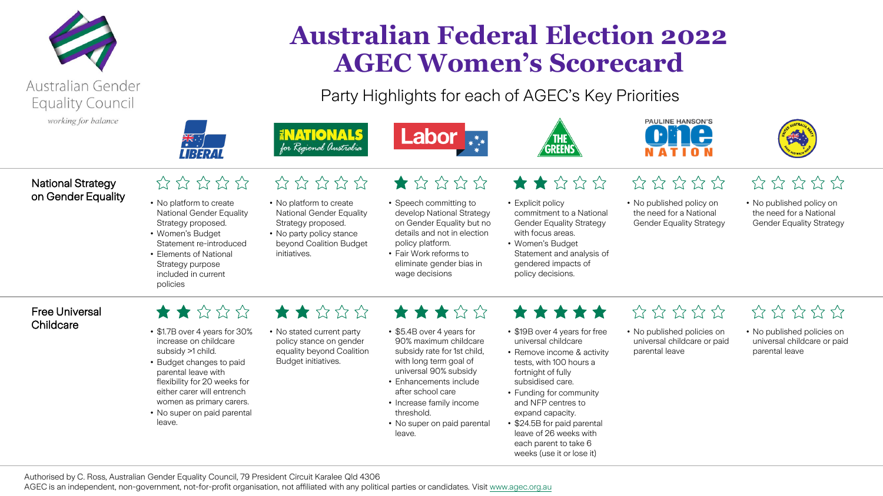# Australian Federal Election 2022
# AGEC Women's Scorecard

Australian Gender Equality Council

*working for balance*

## Party Highlights for each of AGEC's Key Priorities

| | Liberal | The Nationals for Regional Australia | Labor | The Greens | Pauline Hanson's One Nation | United Australia Party |
|---|---|---|---|---|---|---|
| **National Strategy on Gender Equality** | ☆☆☆☆☆ | ☆☆☆☆☆ | ★☆☆☆☆ | ★★☆☆☆ | ☆☆☆☆☆ | ☆☆☆☆☆ |
| | • No platform to create National Gender Equality Strategy proposed.<br>• Women's Budget Statement re-introduced<br>• Elements of National Strategy purpose included in current policies | • No platform to create National Gender Equality Strategy proposed.<br>• No party policy stance beyond Coalition Budget initiatives. | • Speech committing to develop National Strategy on Gender Equality but no details and not in election policy platform.<br>• Fair Work reforms to eliminate gender bias in wage decisions | • Explicit policy commitment to a National Gender Equality Strategy with focus areas.<br>• Women's Budget Statement and analysis of gendered impacts of policy decisions. | • No published policy on the need for a National Gender Equality Strategy | • No published policy on the need for a National Gender Equality Strategy |
| **Free Universal Childcare** | ★★☆☆☆ | ★★☆☆☆ | ★★★☆☆ | ★★★★★ | ☆☆☆☆☆ | ☆☆☆☆☆ |
| | • $1.7B over 4 years for 30% increase on childcare subsidy >1 child.<br>• Budget changes to paid parental leave with flexibility for 20 weeks for either carer will entrench women as primary carers.<br>• No super on paid parental leave. | • No stated current party policy stance on gender equality beyond Coalition Budget initiatives. | • $5.4B over 4 years for 90% maximum childcare subsidy rate for 1st child, with long term goal of universal 90% subsidy<br>• Enhancements include after school care<br>• Increase family income threshold.<br>• No super on paid parental leave. | • $19B over 4 years for free universal childcare<br>• Remove income & activity tests, with 100 hours a fortnight of fully subsidised care.<br>• Funding for community and NFP centres to expand capacity.<br>• $24.5B for paid parental leave of 26 weeks with each parent to take 6 weeks (use it or lose it) | • No published policies on universal childcare or paid parental leave | • No published policies on universal childcare or paid parental leave |

Authorised by C. Ross, Australian Gender Equality Council, 79 President Circuit Karalee Qld 4306
AGEC is an independent, non-government, not-for-profit organisation, not affiliated with any political parties or candidates. Visit www.agec.org.au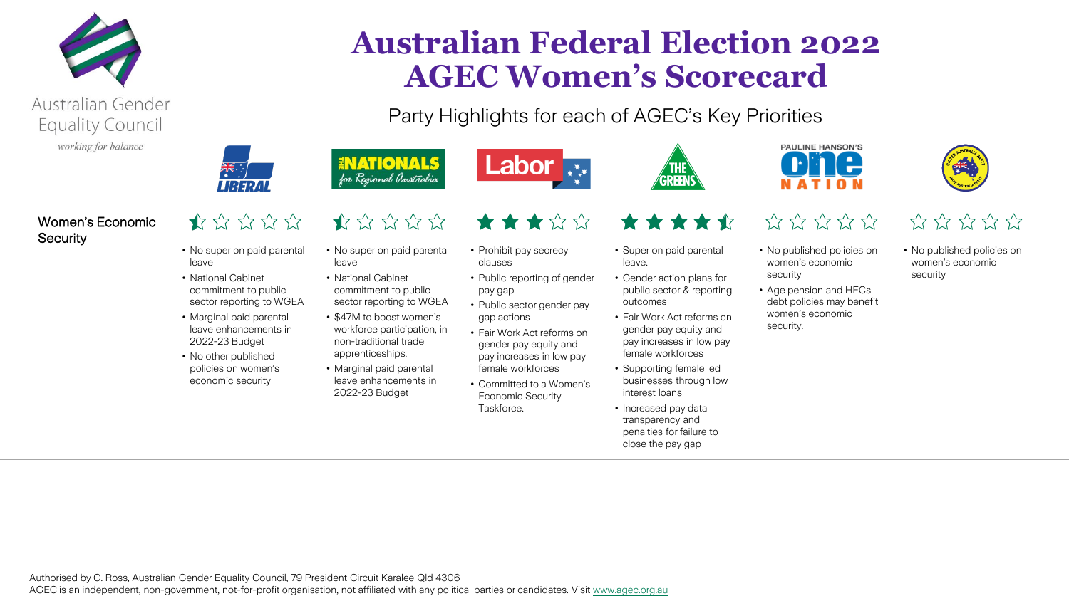# Australian Federal Election 2022
# AGEC Women's Scorecard

Australian Gender Equality Council
*working for balance*

## Party Highlights for each of AGEC's Key Priorities

| | Liberal | Nationals | Labor | The Greens | Pauline Hanson's One Nation | United Australia Party |
|---|---|---|---|---|---|---|
| **Women's Economic Security** | ½ of 5 stars | ½ of 5 stars | 3 of 5 stars | 4½ of 5 stars | 0 of 5 stars | 0 of 5 stars |
| | • No super on paid parental leave<br>• National Cabinet commitment to public sector reporting to WGEA<br>• Marginal paid parental leave enhancements in 2022-23 Budget<br>• No other published policies on women's economic security | • No super on paid parental leave<br>• National Cabinet commitment to public sector reporting to WGEA<br>• $47M to boost women's workforce participation, in non-traditional trade apprenticeships.<br>• Marginal paid parental leave enhancements in 2022-23 Budget | • Prohibit pay secrecy clauses<br>• Public reporting of gender pay gap<br>• Public sector gender pay gap actions<br>• Fair Work Act reforms on gender pay equity and pay increases in low pay female workforces<br>• Committed to a Women's Economic Security Taskforce. | • Super on paid parental leave.<br>• Gender action plans for public sector & reporting outcomes<br>• Fair Work Act reforms on gender pay equity and pay increases in low pay female workforces<br>• Supporting female led businesses through low interest loans<br>• Increased pay data transparency and penalties for failure to close the pay gap | • No published policies on women's economic security<br>• Age pension and HECs debt policies may benefit women's economic security. | • No published policies on women's economic security |

Authorised by C. Ross, Australian Gender Equality Council, 79 President Circuit Karalee Qld 4306
AGEC is an independent, non-government, not-for-profit organisation, not affiliated with any political parties or candidates. Visit www.agec.org.au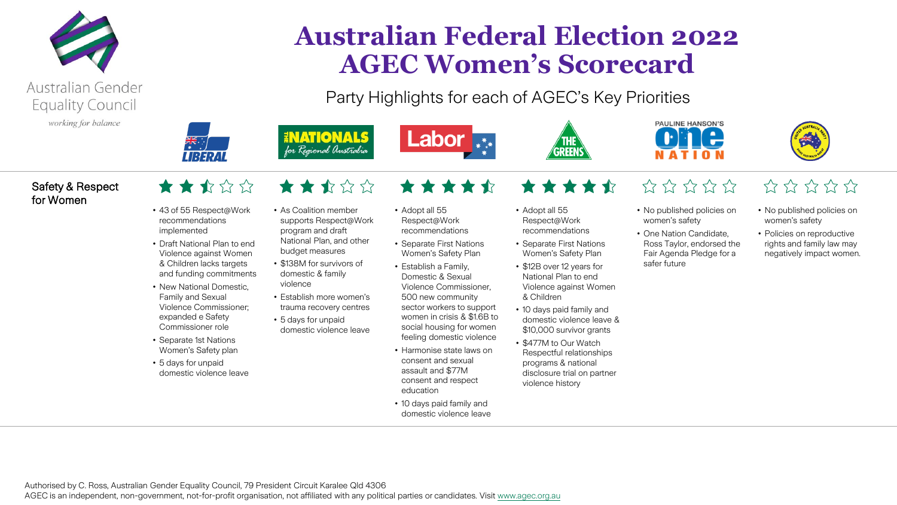# Australian Federal Election 2022
# AGEC Women's Scorecard

Australian Gender Equality Council
*working for balance*

Party Highlights for each of AGEC's Key Priorities

| | Liberal | Nationals for Regional Australia | Labor | The Greens | Pauline Hanson's One Nation | United Australia Party |
|---|---|---|---|---|---|---|
| **Safety & Respect for Women** | ★★½☆☆ | ★★½☆☆ | ★★★★½ | ★★★★½ | ☆☆☆☆☆ | ☆☆☆☆☆ |
| | • 43 of 55 Respect@Work recommendations implemented<br>• Draft National Plan to end Violence against Women & Children lacks targets and funding commitments<br>• New National Domestic, Family and Sexual Violence Commissioner; expanded e Safety Commissioner role<br>• Separate 1st Nations Women's Safety plan<br>• 5 days for unpaid domestic violence leave | • As Coalition member supports Respect@Work program and draft National Plan, and other budget measures<br>• $138M for survivors of domestic & family violence<br>• Establish more women's trauma recovery centres<br>• 5 days for unpaid domestic violence leave | • Adopt all 55 Respect@Work recommendations<br>• Separate First Nations Women's Safety Plan<br>• Establish a Family, Domestic & Sexual Violence Commissioner, 500 new community sector workers to support women in crisis & $1.6B to social housing for women feeling domestic violence<br>• Harmonise state laws on consent and sexual assault and $77M consent and respect education<br>• 10 days paid family and domestic violence leave | • Adopt all 55 Respect@Work recommendations<br>• Separate First Nations Women's Safety Plan<br>• $12B over 12 years for National Plan to end Violence against Women & Children<br>• 10 days paid family and domestic violence leave & $10,000 survivor grants<br>• $477M to Our Watch Respectful relationships programs & national disclosure trial on partner violence history | • No published policies on women's safety<br>• One Nation Candidate, Ross Taylor, endorsed the Fair Agenda Pledge for a safer future | • No published policies on women's safety<br>• Policies on reproductive rights and family law may negatively impact women. |

Authorised by C. Ross, Australian Gender Equality Council, 79 President Circuit Karalee Qld 4306
AGEC is an independent, non-government, not-for-profit organisation, not affiliated with any political parties or candidates. Visit www.agec.org.au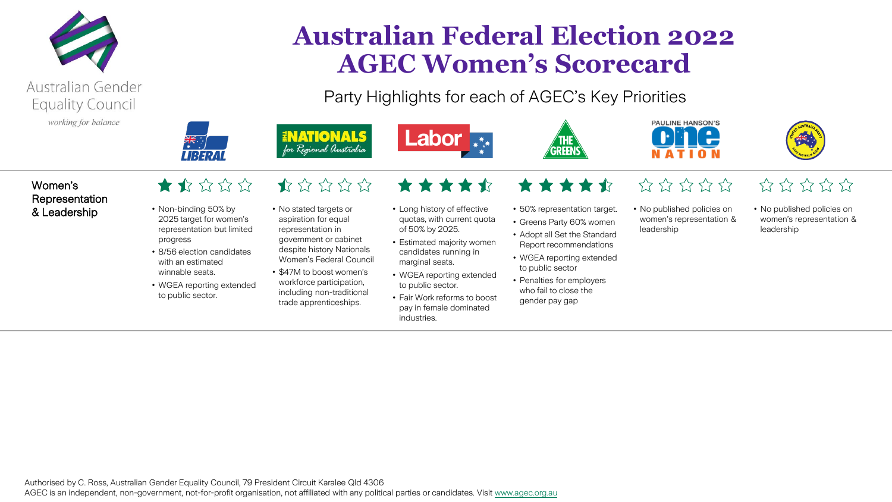# Australian Federal Election 2022
# AGEC Women's Scorecard

Australian Gender Equality Council
*working for balance*

Party Highlights for each of AGEC's Key Priorities

| | Liberal | Nationals | Labor | The Greens | Pauline Hanson's One Nation | United Australia Party |
|---|---|---|---|---|---|---|
| **Women's Representation & Leadership** | ★½☆☆☆ | ½☆☆☆☆ | ★★★★½ | ★★★★½ | ☆☆☆☆☆ | ☆☆☆☆☆ |
| | • Non-binding 50% by 2025 target for women's representation but limited progress<br>• 8/56 election candidates with an estimated winnable seats.<br>• WGEA reporting extended to public sector. | • No stated targets or aspiration for equal representation in government or cabinet despite history Nationals Women's Federal Council<br>• $47M to boost women's workforce participation, including non-traditional trade apprenticeships. | • Long history of effective quotas, with current quota of 50% by 2025.<br>• Estimated majority women candidates running in marginal seats.<br>• WGEA reporting extended to public sector.<br>• Fair Work reforms to boost pay in female dominated industries. | • 50% representation target.<br>• Greens Party 60% women<br>• Adopt all Set the Standard Report recommendations<br>• WGEA reporting extended to public sector<br>• Penalties for employers who fail to close the gender pay gap | • No published policies on women's representation & leadership | • No published policies on women's representation & leadership |

Authorised by C. Ross, Australian Gender Equality Council, 79 President Circuit Karalee Qld 4306
AGEC is an independent, non-government, not-for-profit organisation, not affiliated with any political parties or candidates. Visit www.agec.org.au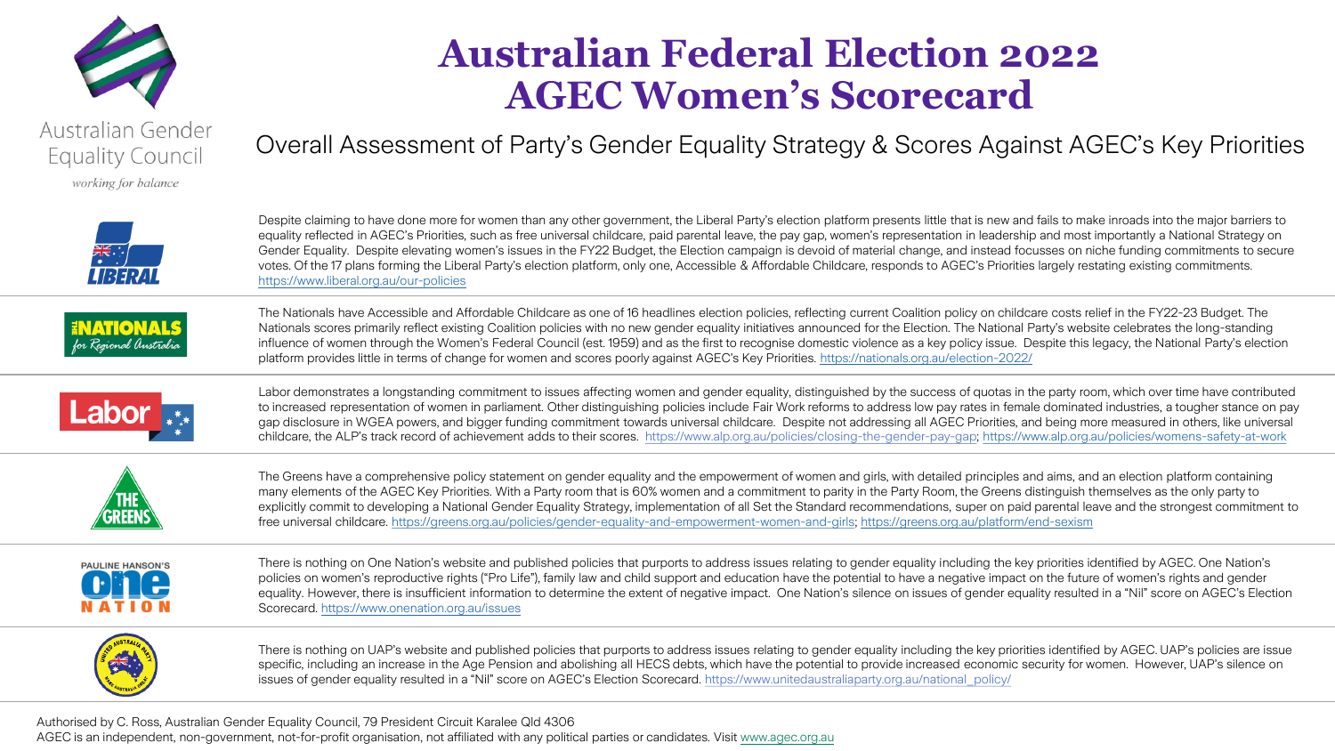Australian Gender Equality Council

*working for balance*

# Australian Federal Election 2022
# AGEC Women's Scorecard

## Overall Assessment of Party's Gender Equality Strategy & Scores Against AGEC's Key Priorities

**LIBERAL**

Despite claiming to have done more for women than any other government, the Liberal Party's election platform presents little that is new and fails to make inroads into the major barriers to equality reflected in AGEC's Priorities, such as free universal childcare, paid parental leave, the pay gap, women's representation in leadership and most importantly a National Strategy on Gender Equality. Despite elevating women's issues in the FY22 Budget, the Election campaign is devoid of material change, and instead focusses on niche funding commitments to secure votes. Of the 17 plans forming the Liberal Party's election platform, only one, Accessible & Affordable Childcare, responds to AGEC's Priorities largely restating existing commitments. https://www.liberal.org.au/our-policies

**THE NATIONALS for Regional Australia**

The Nationals have Accessible and Affordable Childcare as one of 16 headlines election policies, reflecting current Coalition policy on childcare costs relief in the FY22-23 Budget. The Nationals scores primarily reflect existing Coalition policies with no new gender equality initiatives announced for the Election. The National Party's website celebrates the long-standing influence of women through the Women's Federal Council (est. 1959) and as the first to recognise domestic violence as a key policy issue. Despite this legacy, the National Party's election platform provides little in terms of change for women and scores poorly against AGEC's Key Priorities. https://nationals.org.au/election-2022/

**Labor**

Labor demonstrates a longstanding commitment to issues affecting women and gender equality, distinguished by the success of quotas in the party room, which over time have contributed to increased representation of women in parliament. Other distinguishing policies include Fair Work reforms to address low pay rates in female dominated industries, a tougher stance on pay gap disclosure in WGEA powers, and bigger funding commitment towards universal childcare. Despite not addressing all AGEC Priorities, and being more measured in others, like universal childcare, the ALP's track record of achievement adds to their scores. https://www.alp.org.au/policies/closing-the-gender-pay-gap; https://www.alp.org.au/policies/womens-safety-at-work

**THE GREENS**

The Greens have a comprehensive policy statement on gender equality and the empowerment of women and girls, with detailed principles and aims, and an election platform containing many elements of the AGEC Key Priorities. With a Party room that is 60% women and a commitment to parity in the Party Room, the Greens distinguish themselves as the only party to explicitly commit to developing a National Gender Equality Strategy, implementation of all Set the Standard recommendations, super on paid parental leave and the strongest commitment to free universal childcare. https://greens.org.au/policies/gender-equality-and-empowerment-women-and-girls; https://greens.org.au/platform/end-sexism

**PAULINE HANSON'S one NATION**

There is nothing on One Nation's website and published policies that purports to address issues relating to gender equality including the key priorities identified by AGEC. One Nation's policies on women's reproductive rights ("Pro Life"), family law and child support and education have the potential to have a negative impact on the future of women's rights and gender equality. However, there is insufficient information to determine the extent of negative impact. One Nation's silence on issues of gender equality resulted in a "Nil" score on AGEC's Election Scorecard. https://www.onenation.org.au/issues

**UNITED AUSTRALIA PARTY**

There is nothing on UAP's website and published policies that purports to address issues relating to gender equality including the key priorities identified by AGEC. UAP's policies are issue specific, including an increase in the Age Pension and abolishing all HECS debts, which have the potential to provide increased economic security for women. However, UAP's silence on issues of gender equality resulted in a "Nil" score on AGEC's Election Scorecard. https://www.unitedaustraliaparty.org.au/national_policy/

Authorised by C. Ross, Australian Gender Equality Council, 79 President Circuit Karalee Qld 4306

AGEC is an independent, non-government, not-for-profit organisation, not affiliated with any political parties or candidates. Visit www.agec.org.au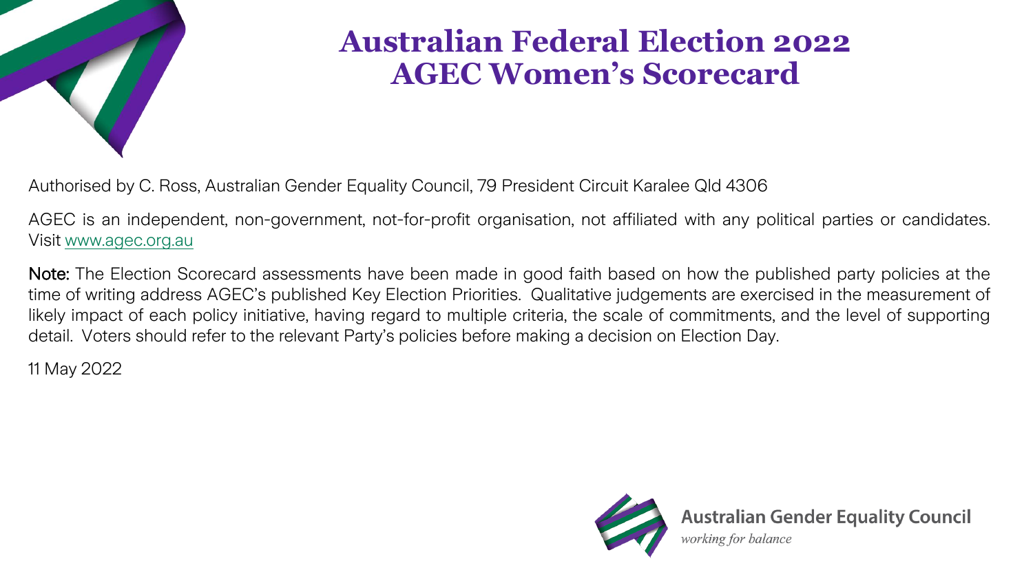# Australian Federal Election 2022
# AGEC Women's Scorecard

Authorised by C. Ross, Australian Gender Equality Council, 79 President Circuit Karalee Qld 4306

AGEC is an independent, non-government, not-for-profit organisation, not affiliated with any political parties or candidates. Visit [www.agec.org.au](http://www.agec.org.au)

**Note:** The Election Scorecard assessments have been made in good faith based on how the published party policies at the time of writing address AGEC's published Key Election Priorities. Qualitative judgements are exercised in the measurement of likely impact of each policy initiative, having regard to multiple criteria, the scale of commitments, and the level of supporting detail. Voters should refer to the relevant Party's policies before making a decision on Election Day.

11 May 2022

**Australian Gender Equality Council**
*working for balance*